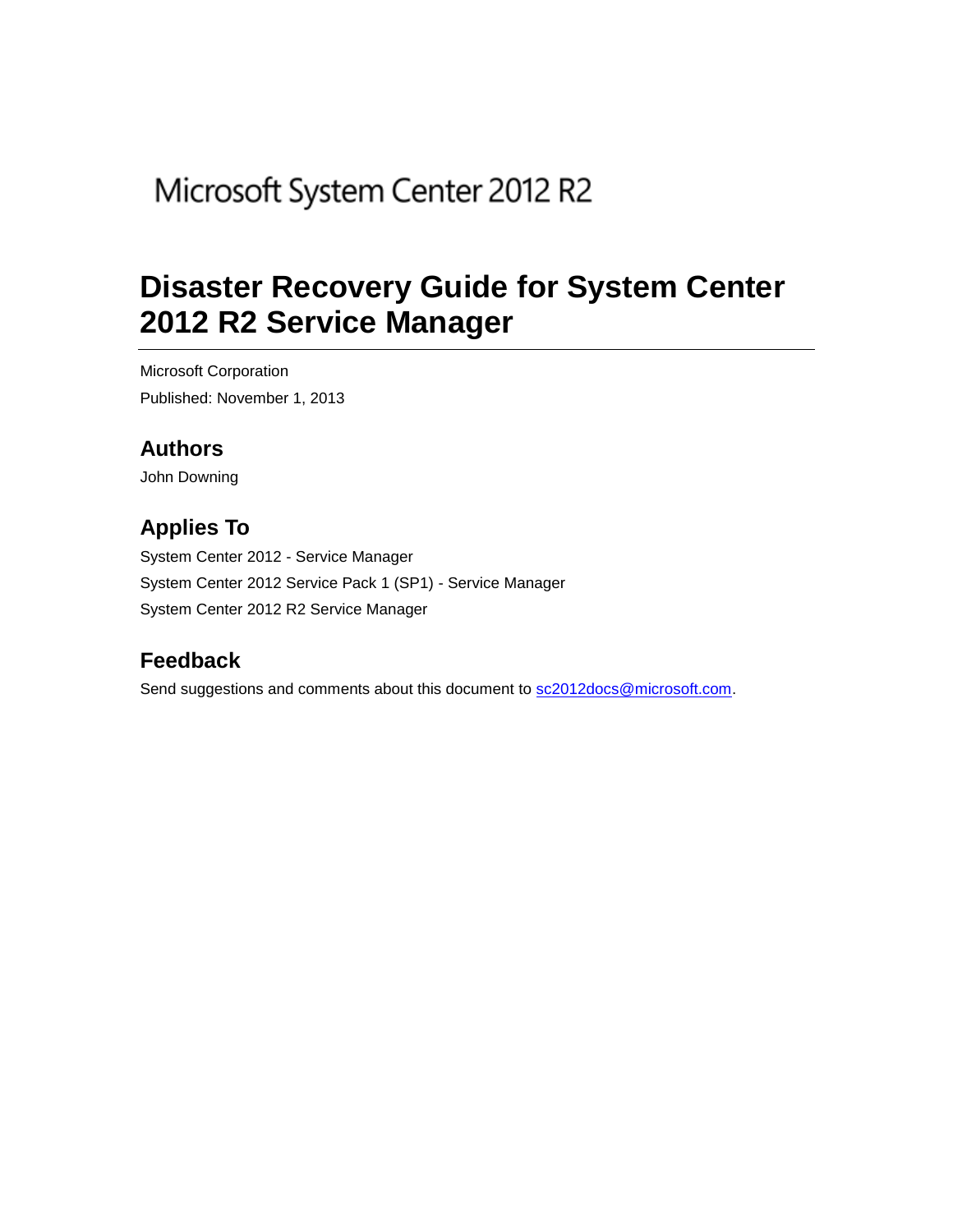Microsoft System Center 2012 R2

# Disaster Recovery Guide for System Center 2012 R2 Service Manager

Microsoft Corporation

Published: November 1, 2013

## Authors

John Downing

## Applies To

System Center 2012 - Service Manager

System Center 2012 Service Pack 1 (SP1) - Service Manager

System Center 2012 R2 Service Manager

## Feedback

Send suggestions and comments about this document to [sc2012docs@microsoft.com](mailto:sc2012docs@microsoft.com).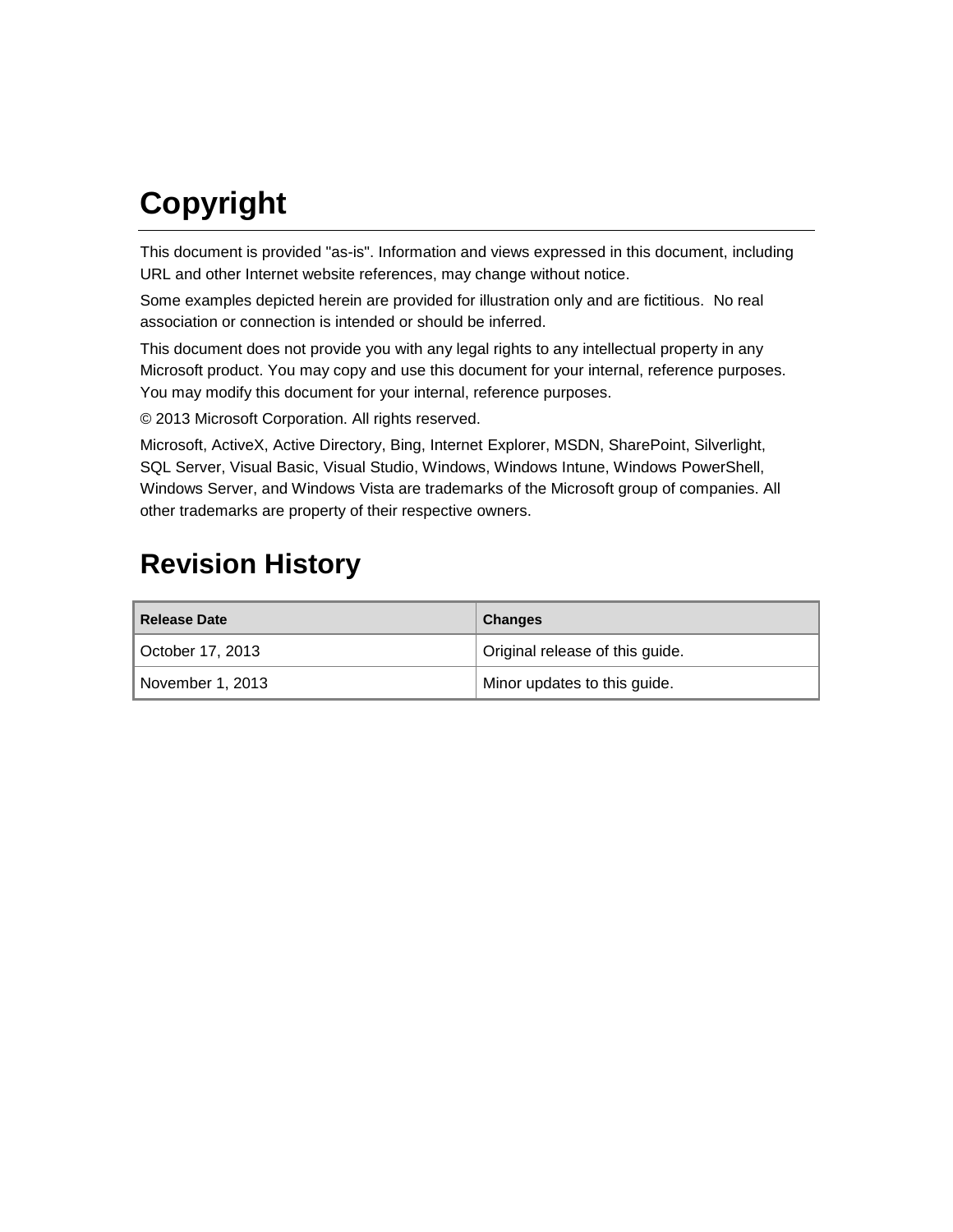# Copyright

This document is provided "as-is". Information and views expressed in this document, including URL and other Internet website references, may change without notice.

Some examples depicted herein are provided for illustration only and are fictitious.  No real association or connection is intended or should be inferred.

This document does not provide you with any legal rights to any intellectual property in any Microsoft product. You may copy and use this document for your internal, reference purposes. You may modify this document for your internal, reference purposes.

© 2013 Microsoft Corporation. All rights reserved.

Microsoft, ActiveX, Active Directory, Bing, Internet Explorer, MSDN, SharePoint, Silverlight, SQL Server, Visual Basic, Visual Studio, Windows, Windows Intune, Windows PowerShell, Windows Server, and Windows Vista are trademarks of the Microsoft group of companies. All other trademarks are property of their respective owners.

# Revision History

| Release Date | Changes |
| --- | --- |
| October 17, 2013 | Original release of this guide. |
| November 1, 2013 | Minor updates to this guide. |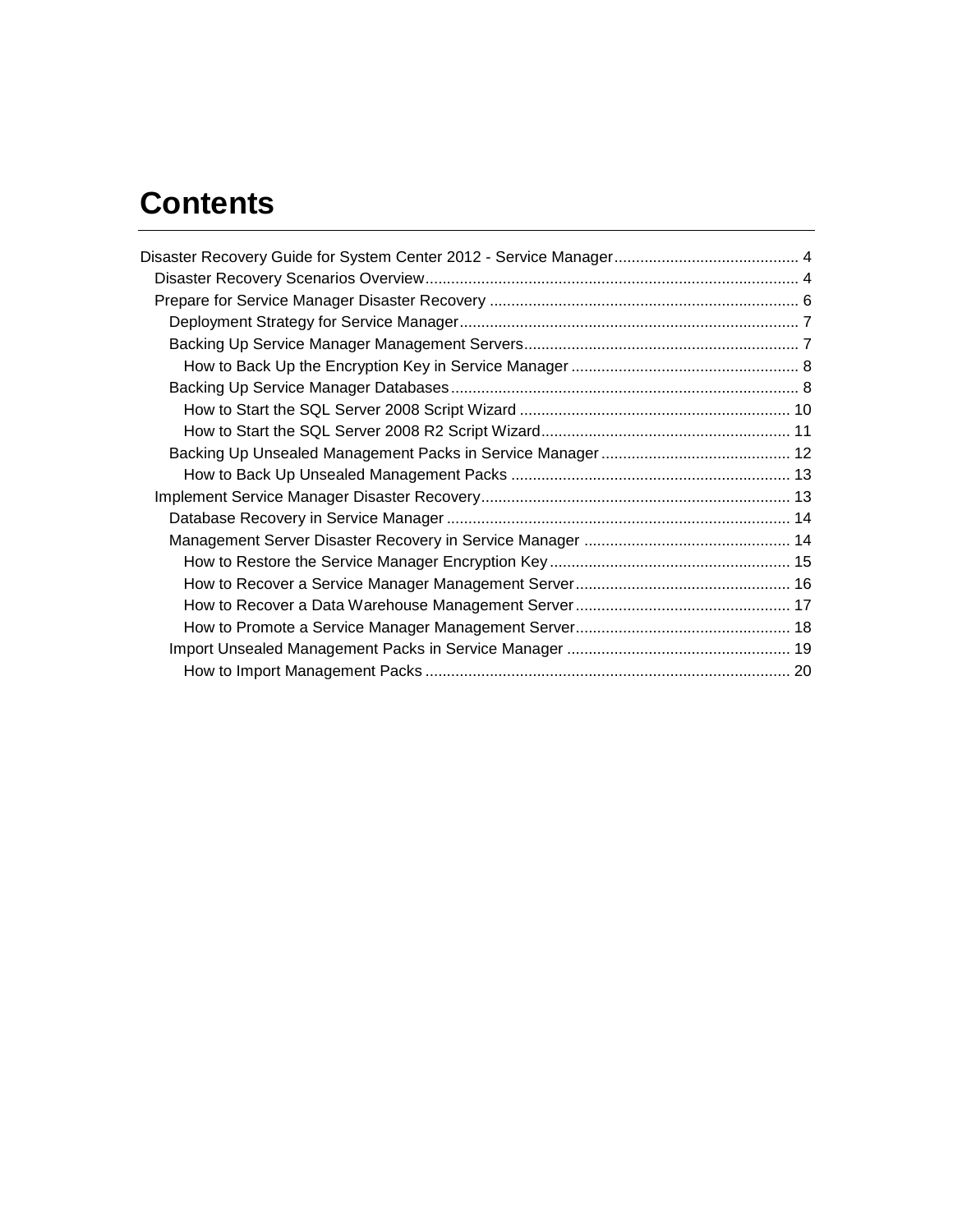# Contents

- Disaster Recovery Guide for System Center 2012 - Service Manager ........................................... 4
  - Disaster Recovery Scenarios Overview ...................................................................................... 4
  - Prepare for Service Manager Disaster Recovery ........................................................................ 6
    - Deployment Strategy for Service Manager ............................................................................... 7
    - Backing Up Service Manager Management Servers ................................................................ 7
      - How to Back Up the Encryption Key in Service Manager ..................................................... 8
    - Backing Up Service Manager Databases ................................................................................. 8
      - How to Start the SQL Server 2008 Script Wizard ............................................................... 10
      - How to Start the SQL Server 2008 R2 Script Wizard .......................................................... 11
    - Backing Up Unsealed Management Packs in Service Manager ............................................ 12
      - How to Back Up Unsealed Management Packs ................................................................. 13
  - Implement Service Manager Disaster Recovery ........................................................................ 13
    - Database Recovery in Service Manager ................................................................................ 14
    - Management Server Disaster Recovery in Service Manager ................................................ 14
      - How to Restore the Service Manager Encryption Key ........................................................ 15
      - How to Recover a Service Manager Management Server .................................................. 16
      - How to Recover a Data Warehouse Management Server .................................................. 17
      - How to Promote a Service Manager Management Server .................................................. 18
    - Import Unsealed Management Packs in Service Manager .................................................... 19
      - How to Import Management Packs ..................................................................................... 20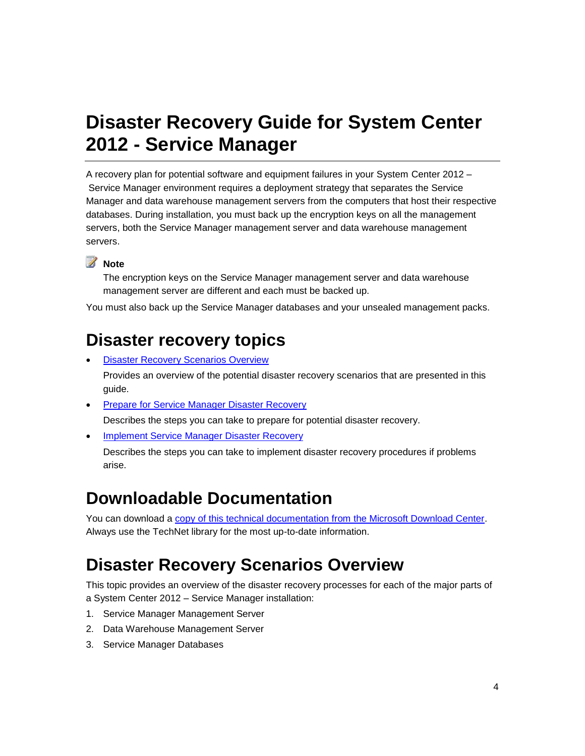# Disaster Recovery Guide for System Center 2012 - Service Manager

A recovery plan for potential software and equipment failures in your System Center 2012 – Service Manager environment requires a deployment strategy that separates the Service Manager and data warehouse management servers from the computers that host their respective databases. During installation, you must back up the encryption keys on all the management servers, both the Service Manager management server and data warehouse management servers.

**Note**

The encryption keys on the Service Manager management server and data warehouse management server are different and each must be backed up.

You must also back up the Service Manager databases and your unsealed management packs.

## Disaster recovery topics

- [Disaster Recovery Scenarios Overview]()

  Provides an overview of the potential disaster recovery scenarios that are presented in this guide.

- [Prepare for Service Manager Disaster Recovery]()

  Describes the steps you can take to prepare for potential disaster recovery.

- [Implement Service Manager Disaster Recovery]()

  Describes the steps you can take to implement disaster recovery procedures if problems arise.

## Downloadable Documentation

You can download a [copy of this technical documentation from the Microsoft Download Center](). Always use the TechNet library for the most up-to-date information.

# Disaster Recovery Scenarios Overview

This topic provides an overview of the disaster recovery processes for each of the major parts of a System Center 2012 – Service Manager installation:

1. Service Manager Management Server
2. Data Warehouse Management Server
3. Service Manager Databases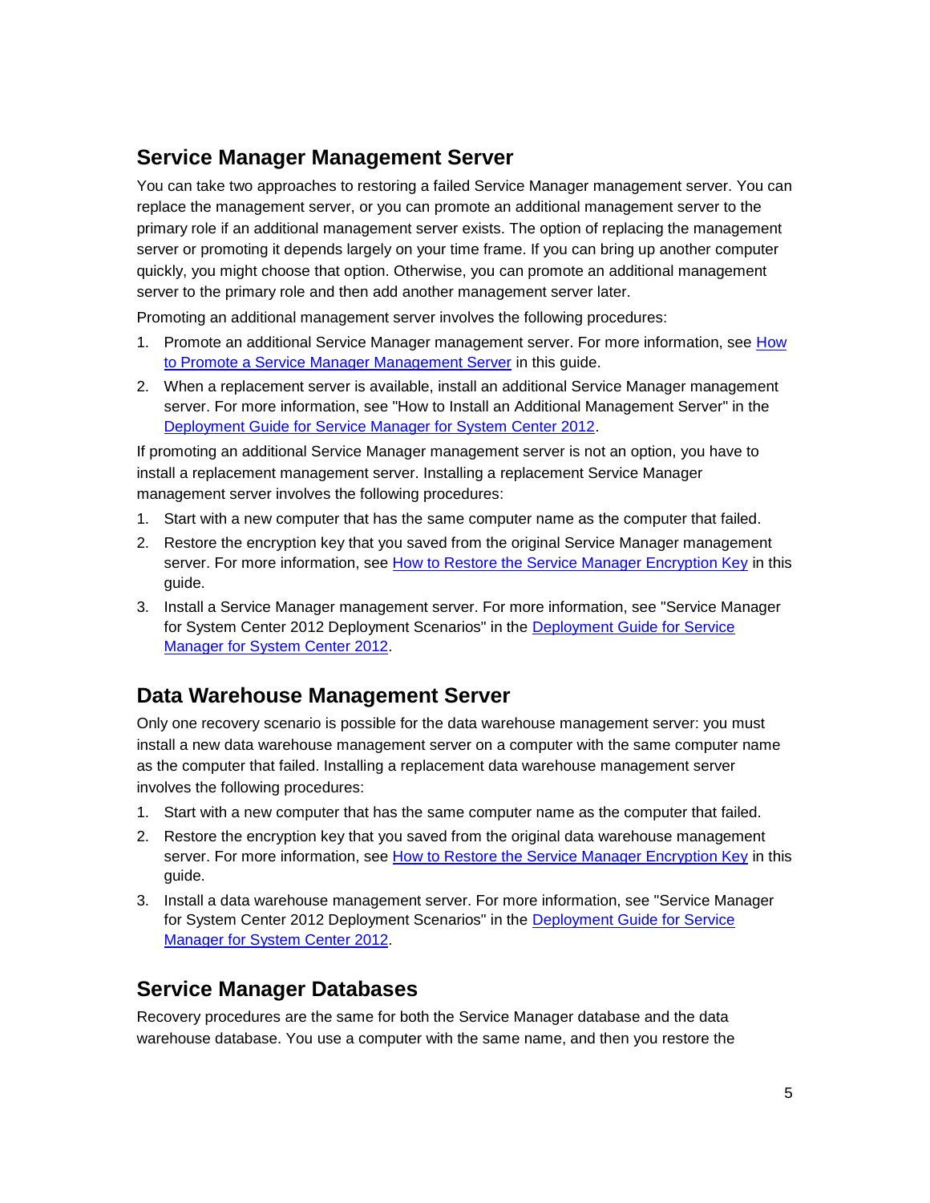## Service Manager Management Server

You can take two approaches to restoring a failed Service Manager management server. You can replace the management server, or you can promote an additional management server to the primary role if an additional management server exists. The option of replacing the management server or promoting it depends largely on your time frame. If you can bring up another computer quickly, you might choose that option. Otherwise, you can promote an additional management server to the primary role and then add another management server later.

Promoting an additional management server involves the following procedures:

1. Promote an additional Service Manager management server. For more information, see How to Promote a Service Manager Management Server in this guide.
2. When a replacement server is available, install an additional Service Manager management server. For more information, see "How to Install an Additional Management Server" in the Deployment Guide for Service Manager for System Center 2012.

If promoting an additional Service Manager management server is not an option, you have to install a replacement management server. Installing a replacement Service Manager management server involves the following procedures:

1. Start with a new computer that has the same computer name as the computer that failed.
2. Restore the encryption key that you saved from the original Service Manager management server. For more information, see How to Restore the Service Manager Encryption Key in this guide.
3. Install a Service Manager management server. For more information, see "Service Manager for System Center 2012 Deployment Scenarios" in the Deployment Guide for Service Manager for System Center 2012.

## Data Warehouse Management Server

Only one recovery scenario is possible for the data warehouse management server: you must install a new data warehouse management server on a computer with the same computer name as the computer that failed. Installing a replacement data warehouse management server involves the following procedures:

1. Start with a new computer that has the same computer name as the computer that failed.
2. Restore the encryption key that you saved from the original data warehouse management server. For more information, see How to Restore the Service Manager Encryption Key in this guide.
3. Install a data warehouse management server. For more information, see "Service Manager for System Center 2012 Deployment Scenarios" in the Deployment Guide for Service Manager for System Center 2012.

## Service Manager Databases

Recovery procedures are the same for both the Service Manager database and the data warehouse database. You use a computer with the same name, and then you restore the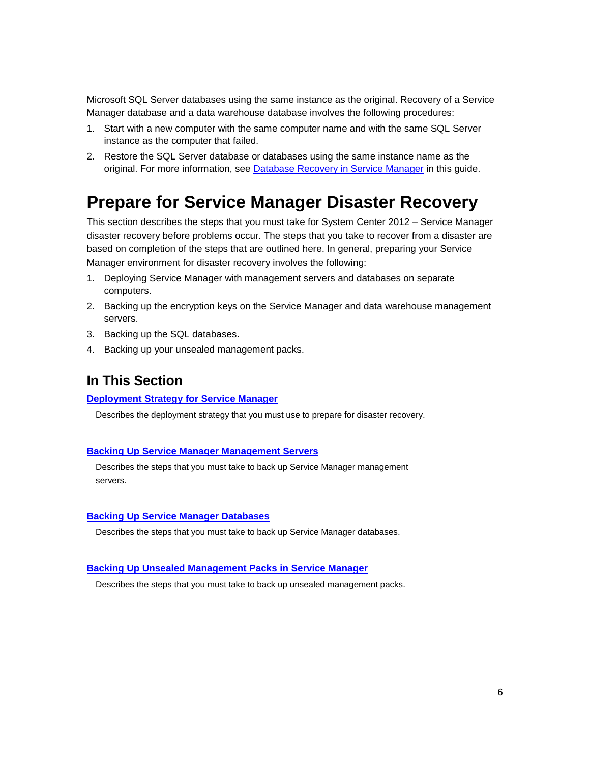Microsoft SQL Server databases using the same instance as the original. Recovery of a Service Manager database and a data warehouse database involves the following procedures:

1. Start with a new computer with the same computer name and with the same SQL Server instance as the computer that failed.
2. Restore the SQL Server database or databases using the same instance name as the original. For more information, see Database Recovery in Service Manager in this guide.

# Prepare for Service Manager Disaster Recovery

This section describes the steps that you must take for System Center 2012 – Service Manager disaster recovery before problems occur. The steps that you take to recover from a disaster are based on completion of the steps that are outlined here. In general, preparing your Service Manager environment for disaster recovery involves the following:

1. Deploying Service Manager with management servers and databases on separate computers.
2. Backing up the encryption keys on the Service Manager and data warehouse management servers.
3. Backing up the SQL databases.
4. Backing up your unsealed management packs.

## In This Section

**Deployment Strategy for Service Manager**

Describes the deployment strategy that you must use to prepare for disaster recovery.

**Backing Up Service Manager Management Servers**

Describes the steps that you must take to back up Service Manager management servers.

**Backing Up Service Manager Databases**

Describes the steps that you must take to back up Service Manager databases.

**Backing Up Unsealed Management Packs in Service Manager**

Describes the steps that you must take to back up unsealed management packs.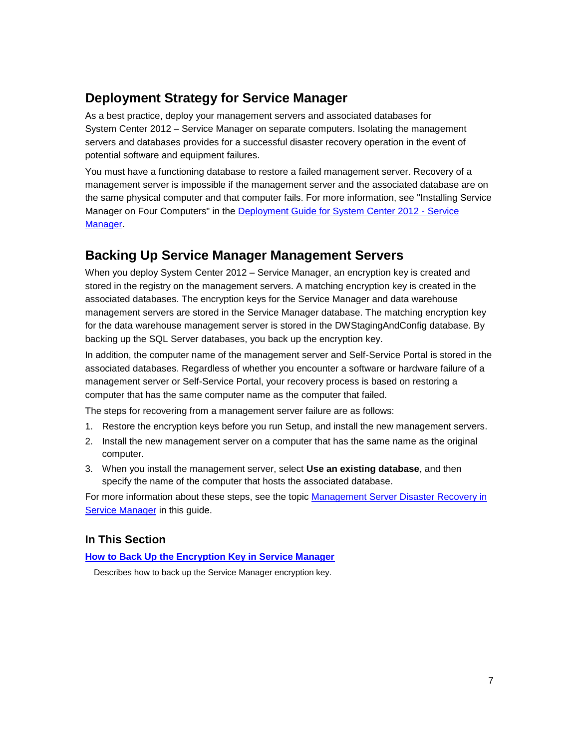## Deployment Strategy for Service Manager

As a best practice, deploy your management servers and associated databases for System Center 2012 – Service Manager on separate computers. Isolating the management servers and databases provides for a successful disaster recovery operation in the event of potential software and equipment failures.

You must have a functioning database to restore a failed management server. Recovery of a management server is impossible if the management server and the associated database are on the same physical computer and that computer fails. For more information, see "Installing Service Manager on Four Computers" in the [Deployment Guide for System Center 2012 - Service Manager](#).

## Backing Up Service Manager Management Servers

When you deploy System Center 2012 – Service Manager, an encryption key is created and stored in the registry on the management servers. A matching encryption key is created in the associated databases. The encryption keys for the Service Manager and data warehouse management servers are stored in the Service Manager database. The matching encryption key for the data warehouse management server is stored in the DWStagingAndConfig database. By backing up the SQL Server databases, you back up the encryption key.

In addition, the computer name of the management server and Self-Service Portal is stored in the associated databases. Regardless of whether you encounter a software or hardware failure of a management server or Self-Service Portal, your recovery process is based on restoring a computer that has the same computer name as the computer that failed.

The steps for recovering from a management server failure are as follows:

1. Restore the encryption keys before you run Setup, and install the new management servers.
2. Install the new management server on a computer that has the same name as the original computer.
3. When you install the management server, select **Use an existing database**, and then specify the name of the computer that hosts the associated database.

For more information about these steps, see the topic [Management Server Disaster Recovery in Service Manager](#) in this guide.

### In This Section

**[How to Back Up the Encryption Key in Service Manager](#)**

Describes how to back up the Service Manager encryption key.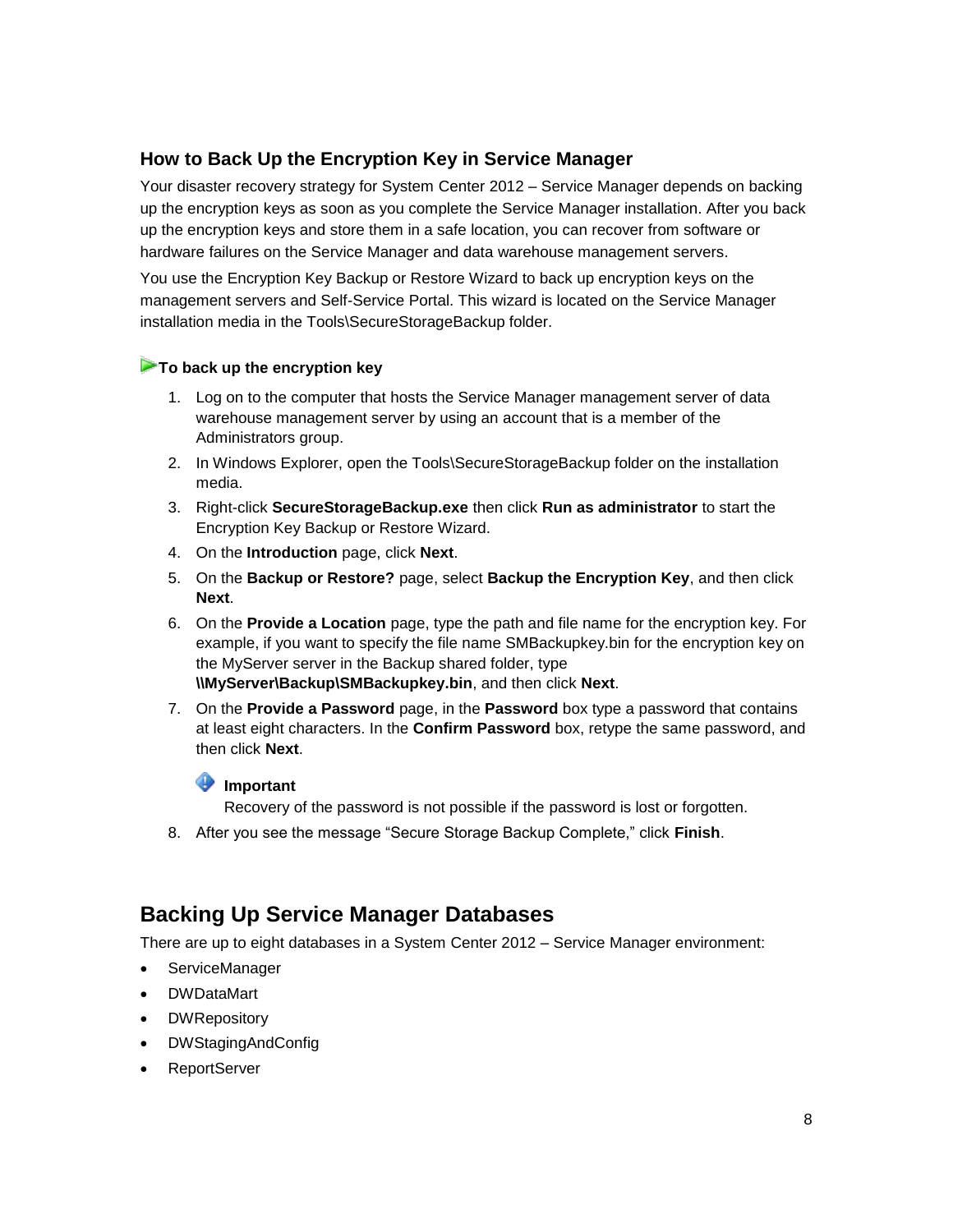### How to Back Up the Encryption Key in Service Manager

Your disaster recovery strategy for System Center 2012 – Service Manager depends on backing up the encryption keys as soon as you complete the Service Manager installation. After you back up the encryption keys and store them in a safe location, you can recover from software or hardware failures on the Service Manager and data warehouse management servers.

You use the Encryption Key Backup or Restore Wizard to back up encryption keys on the management servers and Self-Service Portal. This wizard is located on the Service Manager installation media in the Tools\SecureStorageBackup folder.

**To back up the encryption key**

1. Log on to the computer that hosts the Service Manager management server of data warehouse management server by using an account that is a member of the Administrators group.
2. In Windows Explorer, open the Tools\SecureStorageBackup folder on the installation media.
3. Right-click **SecureStorageBackup.exe** then click **Run as administrator** to start the Encryption Key Backup or Restore Wizard.
4. On the **Introduction** page, click **Next**.
5. On the **Backup or Restore?** page, select **Backup the Encryption Key**, and then click **Next**.
6. On the **Provide a Location** page, type the path and file name for the encryption key. For example, if you want to specify the file name SMBackupkey.bin for the encryption key on the MyServer server in the Backup shared folder, type **\\MyServer\Backup\SMBackupkey.bin**, and then click **Next**.
7. On the **Provide a Password** page, in the **Password** box type a password that contains at least eight characters. In the **Confirm Password** box, retype the same password, and then click **Next**.

   **Important**
   Recovery of the password is not possible if the password is lost or forgotten.

8. After you see the message “Secure Storage Backup Complete,” click **Finish**.

## Backing Up Service Manager Databases

There are up to eight databases in a System Center 2012 – Service Manager environment:

- ServiceManager
- DWDataMart
- DWRepository
- DWStagingAndConfig
- ReportServer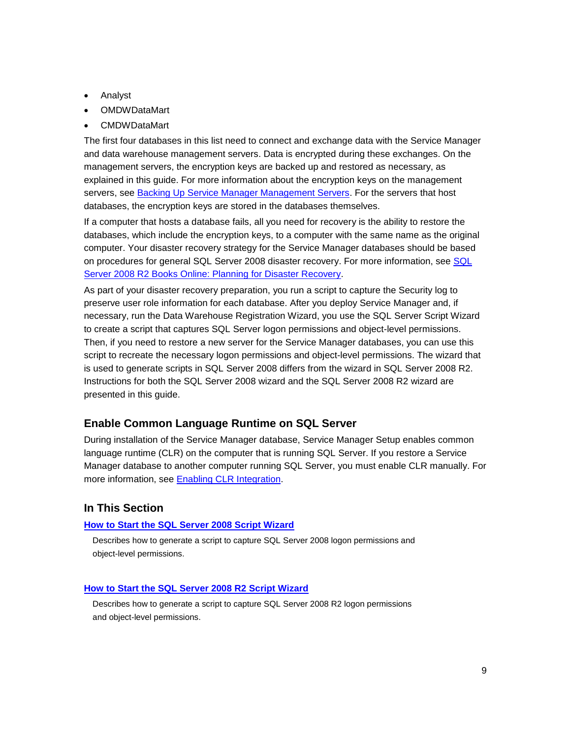- Analyst
- OMDWDataMart
- CMDWDataMart

The first four databases in this list need to connect and exchange data with the Service Manager and data warehouse management servers. Data is encrypted during these exchanges. On the management servers, the encryption keys are backed up and restored as necessary, as explained in this guide. For more information about the encryption keys on the management servers, see Backing Up Service Manager Management Servers. For the servers that host databases, the encryption keys are stored in the databases themselves.

If a computer that hosts a database fails, all you need for recovery is the ability to restore the databases, which include the encryption keys, to a computer with the same name as the original computer. Your disaster recovery strategy for the Service Manager databases should be based on procedures for general SQL Server 2008 disaster recovery. For more information, see SQL Server 2008 R2 Books Online: Planning for Disaster Recovery.

As part of your disaster recovery preparation, you run a script to capture the Security log to preserve user role information for each database. After you deploy Service Manager and, if necessary, run the Data Warehouse Registration Wizard, you use the SQL Server Script Wizard to create a script that captures SQL Server logon permissions and object-level permissions. Then, if you need to restore a new server for the Service Manager databases, you can use this script to recreate the necessary logon permissions and object-level permissions. The wizard that is used to generate scripts in SQL Server 2008 differs from the wizard in SQL Server 2008 R2. Instructions for both the SQL Server 2008 wizard and the SQL Server 2008 R2 wizard are presented in this guide.

## Enable Common Language Runtime on SQL Server

During installation of the Service Manager database, Service Manager Setup enables common language runtime (CLR) on the computer that is running SQL Server. If you restore a Service Manager database to another computer running SQL Server, you must enable CLR manually. For more information, see Enabling CLR Integration.

## In This Section

**How to Start the SQL Server 2008 Script Wizard**

Describes how to generate a script to capture SQL Server 2008 logon permissions and object-level permissions.

**How to Start the SQL Server 2008 R2 Script Wizard**

Describes how to generate a script to capture SQL Server 2008 R2 logon permissions and object-level permissions.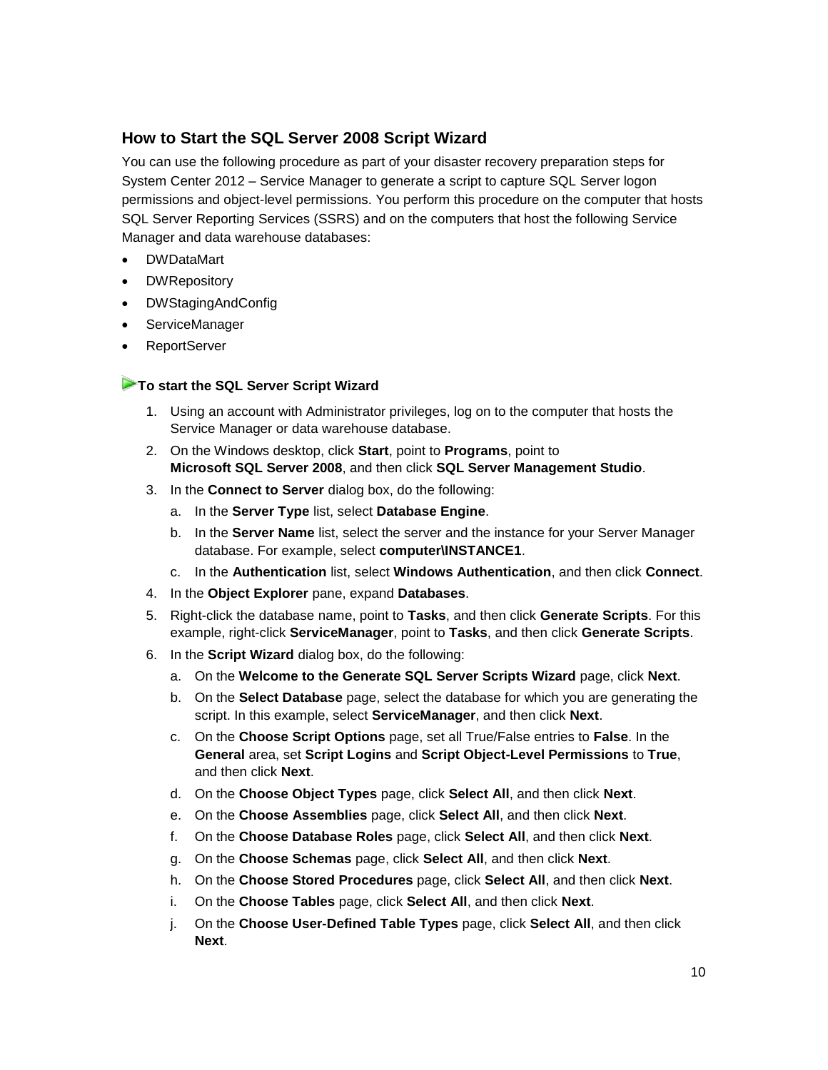## How to Start the SQL Server 2008 Script Wizard

You can use the following procedure as part of your disaster recovery preparation steps for System Center 2012 – Service Manager to generate a script to capture SQL Server logon permissions and object-level permissions. You perform this procedure on the computer that hosts SQL Server Reporting Services (SSRS) and on the computers that host the following Service Manager and data warehouse databases:

- DWDataMart
- DWRepository
- DWStagingAndConfig
- ServiceManager
- ReportServer

### To start the SQL Server Script Wizard

1. Using an account with Administrator privileges, log on to the computer that hosts the Service Manager or data warehouse database.
2. On the Windows desktop, click **Start**, point to **Programs**, point to **Microsoft SQL Server 2008**, and then click **SQL Server Management Studio**.
3. In the **Connect to Server** dialog box, do the following:
   a. In the **Server Type** list, select **Database Engine**.
   b. In the **Server Name** list, select the server and the instance for your Server Manager database. For example, select **computer\INSTANCE1**.
   c. In the **Authentication** list, select **Windows Authentication**, and then click **Connect**.
4. In the **Object Explorer** pane, expand **Databases**.
5. Right-click the database name, point to **Tasks**, and then click **Generate Scripts**. For this example, right-click **ServiceManager**, point to **Tasks**, and then click **Generate Scripts**.
6. In the **Script Wizard** dialog box, do the following:
   a. On the **Welcome to the Generate SQL Server Scripts Wizard** page, click **Next**.
   b. On the **Select Database** page, select the database for which you are generating the script. In this example, select **ServiceManager**, and then click **Next**.
   c. On the **Choose Script Options** page, set all True/False entries to **False**. In the **General** area, set **Script Logins** and **Script Object-Level Permissions** to **True**, and then click **Next**.
   d. On the **Choose Object Types** page, click **Select All**, and then click **Next**.
   e. On the **Choose Assemblies** page, click **Select All**, and then click **Next**.
   f. On the **Choose Database Roles** page, click **Select All**, and then click **Next**.
   g. On the **Choose Schemas** page, click **Select All**, and then click **Next**.
   h. On the **Choose Stored Procedures** page, click **Select All**, and then click **Next**.
   i. On the **Choose Tables** page, click **Select All**, and then click **Next**.
   j. On the **Choose User-Defined Table Types** page, click **Select All**, and then click **Next**.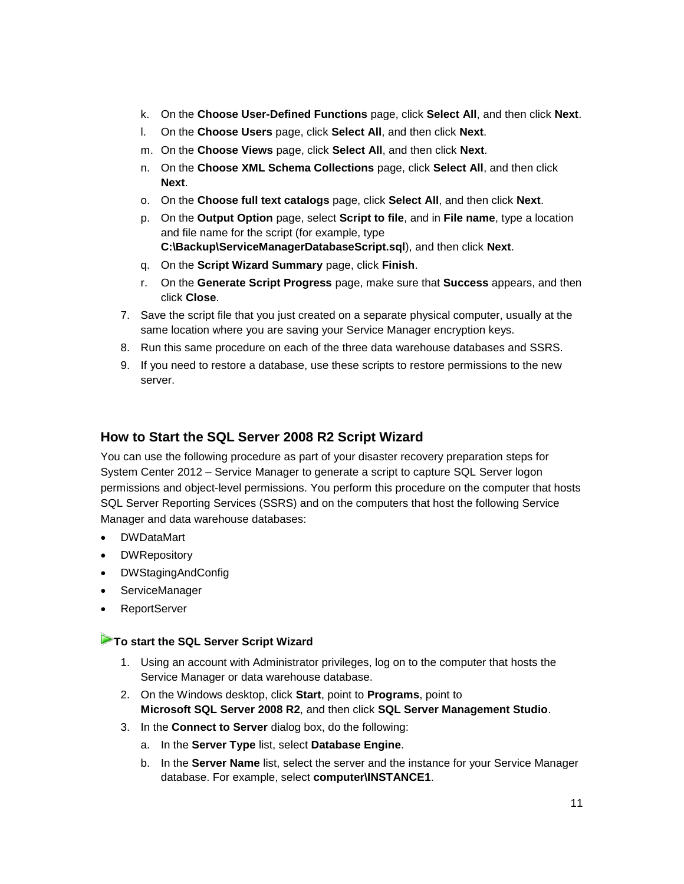k. On the **Choose User-Defined Functions** page, click **Select All**, and then click **Next**.
l. On the **Choose Users** page, click **Select All**, and then click **Next**.
m. On the **Choose Views** page, click **Select All**, and then click **Next**.
n. On the **Choose XML Schema Collections** page, click **Select All**, and then click **Next**.
o. On the **Choose full text catalogs** page, click **Select All**, and then click **Next**.
p. On the **Output Option** page, select **Script to file**, and in **File name**, type a location and file name for the script (for example, type **C:\Backup\ServiceManagerDatabaseScript.sql**), and then click **Next**.
q. On the **Script Wizard Summary** page, click **Finish**.
r. On the **Generate Script Progress** page, make sure that **Success** appears, and then click **Close**.

7. Save the script file that you just created on a separate physical computer, usually at the same location where you are saving your Service Manager encryption keys.
8. Run this same procedure on each of the three data warehouse databases and SSRS.
9. If you need to restore a database, use these scripts to restore permissions to the new server.

## How to Start the SQL Server 2008 R2 Script Wizard

You can use the following procedure as part of your disaster recovery preparation steps for System Center 2012 – Service Manager to generate a script to capture SQL Server logon permissions and object-level permissions. You perform this procedure on the computer that hosts SQL Server Reporting Services (SSRS) and on the computers that host the following Service Manager and data warehouse databases:

- DWDataMart
- DWRepository
- DWStagingAndConfig
- ServiceManager
- ReportServer

**To start the SQL Server Script Wizard**

1. Using an account with Administrator privileges, log on to the computer that hosts the Service Manager or data warehouse database.
2. On the Windows desktop, click **Start**, point to **Programs**, point to **Microsoft SQL Server 2008 R2**, and then click **SQL Server Management Studio**.
3. In the **Connect to Server** dialog box, do the following:
   a. In the **Server Type** list, select **Database Engine**.
   b. In the **Server Name** list, select the server and the instance for your Service Manager database. For example, select **computer\INSTANCE1**.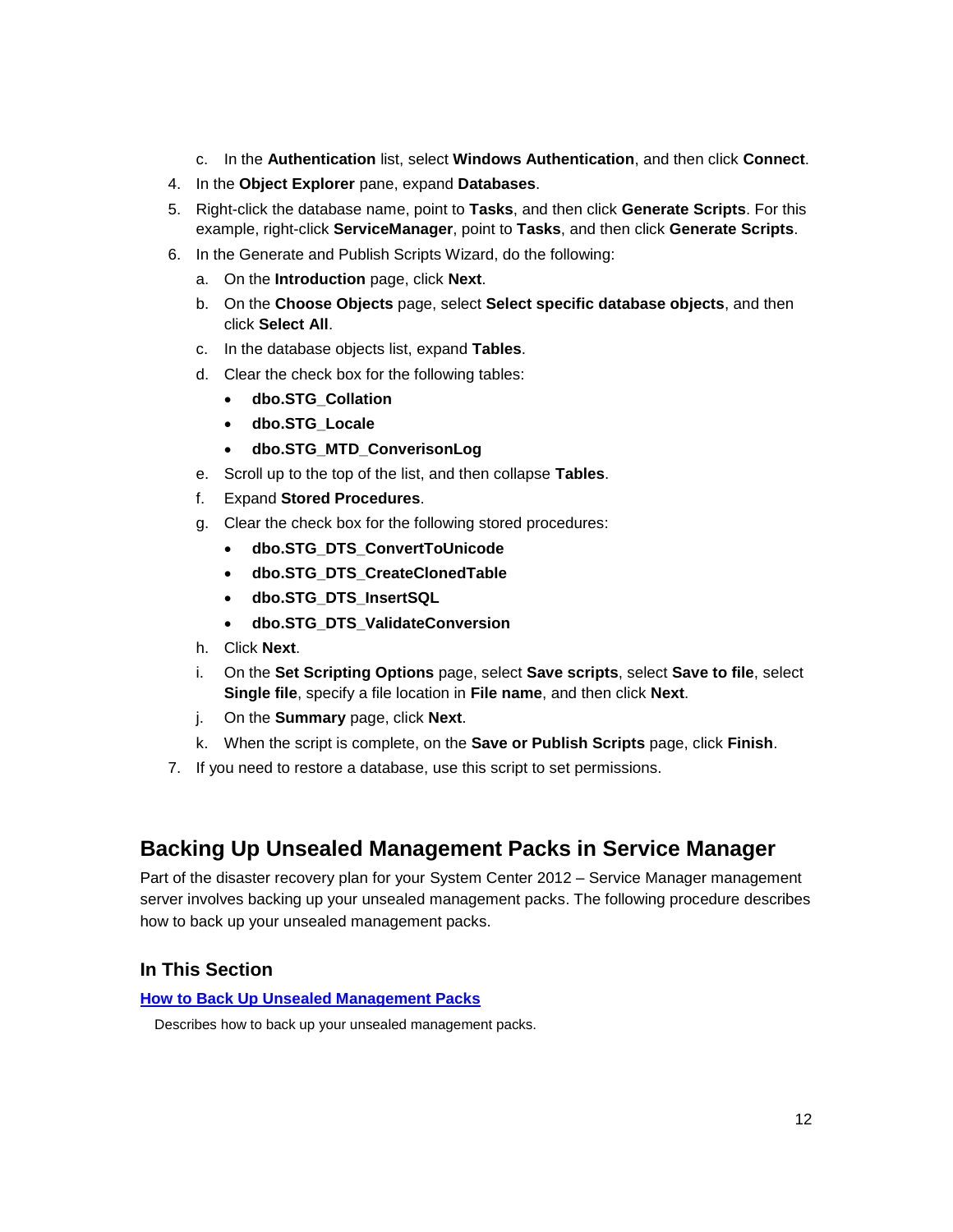c. In the **Authentication** list, select **Windows Authentication**, and then click **Connect**.

4. In the **Object Explorer** pane, expand **Databases**.
5. Right-click the database name, point to **Tasks**, and then click **Generate Scripts**. For this example, right-click **ServiceManager**, point to **Tasks**, and then click **Generate Scripts**.
6. In the Generate and Publish Scripts Wizard, do the following:
   a. On the **Introduction** page, click **Next**.
   b. On the **Choose Objects** page, select **Select specific database objects**, and then click **Select All**.
   c. In the database objects list, expand **Tables**.
   d. Clear the check box for the following tables:
      - **dbo.STG_Collation**
      - **dbo.STG_Locale**
      - **dbo.STG_MTD_ConverisonLog**
   e. Scroll up to the top of the list, and then collapse **Tables**.
   f. Expand **Stored Procedures**.
   g. Clear the check box for the following stored procedures:
      - **dbo.STG_DTS_ConvertToUnicode**
      - **dbo.STG_DTS_CreateClonedTable**
      - **dbo.STG_DTS_InsertSQL**
      - **dbo.STG_DTS_ValidateConversion**
   h. Click **Next**.
   i. On the **Set Scripting Options** page, select **Save scripts**, select **Save to file**, select **Single file**, specify a file location in **File name**, and then click **Next**.
   j. On the **Summary** page, click **Next**.
   k. When the script is complete, on the **Save or Publish Scripts** page, click **Finish**.
7. If you need to restore a database, use this script to set permissions.

## Backing Up Unsealed Management Packs in Service Manager

Part of the disaster recovery plan for your System Center 2012 – Service Manager management server involves backing up your unsealed management packs. The following procedure describes how to back up your unsealed management packs.

### In This Section

**How to Back Up Unsealed Management Packs**

Describes how to back up your unsealed management packs.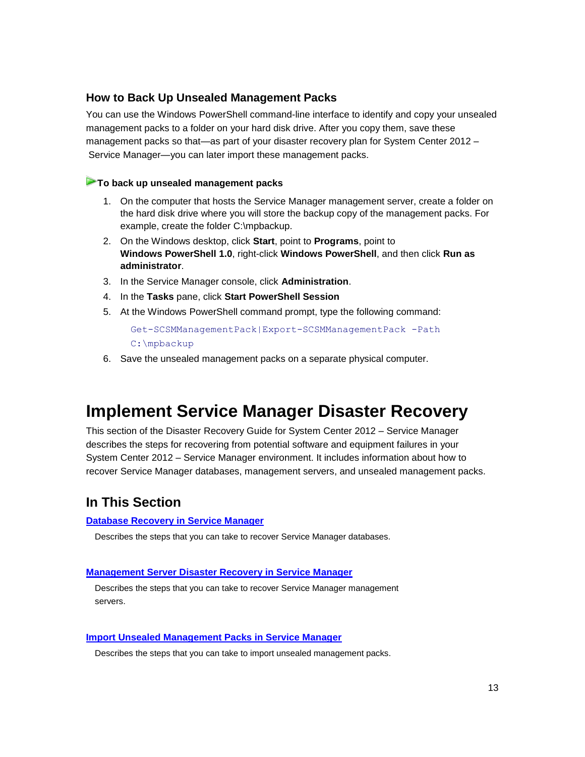### How to Back Up Unsealed Management Packs

You can use the Windows PowerShell command-line interface to identify and copy your unsealed management packs to a folder on your hard disk drive. After you copy them, save these management packs so that—as part of your disaster recovery plan for System Center 2012 – Service Manager—you can later import these management packs.

**To back up unsealed management packs**

1. On the computer that hosts the Service Manager management server, create a folder on the hard disk drive where you will store the backup copy of the management packs. For example, create the folder C:\mpbackup.
2. On the Windows desktop, click **Start**, point to **Programs**, point to **Windows PowerShell 1.0**, right-click **Windows PowerShell**, and then click **Run as administrator**.
3. In the Service Manager console, click **Administration**.
4. In the **Tasks** pane, click **Start PowerShell Session**
5. At the Windows PowerShell command prompt, type the following command:

   ```
   Get-SCSMManagementPack|Export-SCSMManagementPack -Path C:\mpbackup
   ```

6. Save the unsealed management packs on a separate physical computer.

# Implement Service Manager Disaster Recovery

This section of the Disaster Recovery Guide for System Center 2012 – Service Manager describes the steps for recovering from potential software and equipment failures in your System Center 2012 – Service Manager environment. It includes information about how to recover Service Manager databases, management servers, and unsealed management packs.

## In This Section

**Database Recovery in Service Manager**

Describes the steps that you can take to recover Service Manager databases.

**Management Server Disaster Recovery in Service Manager**

Describes the steps that you can take to recover Service Manager management servers.

**Import Unsealed Management Packs in Service Manager**

Describes the steps that you can take to import unsealed management packs.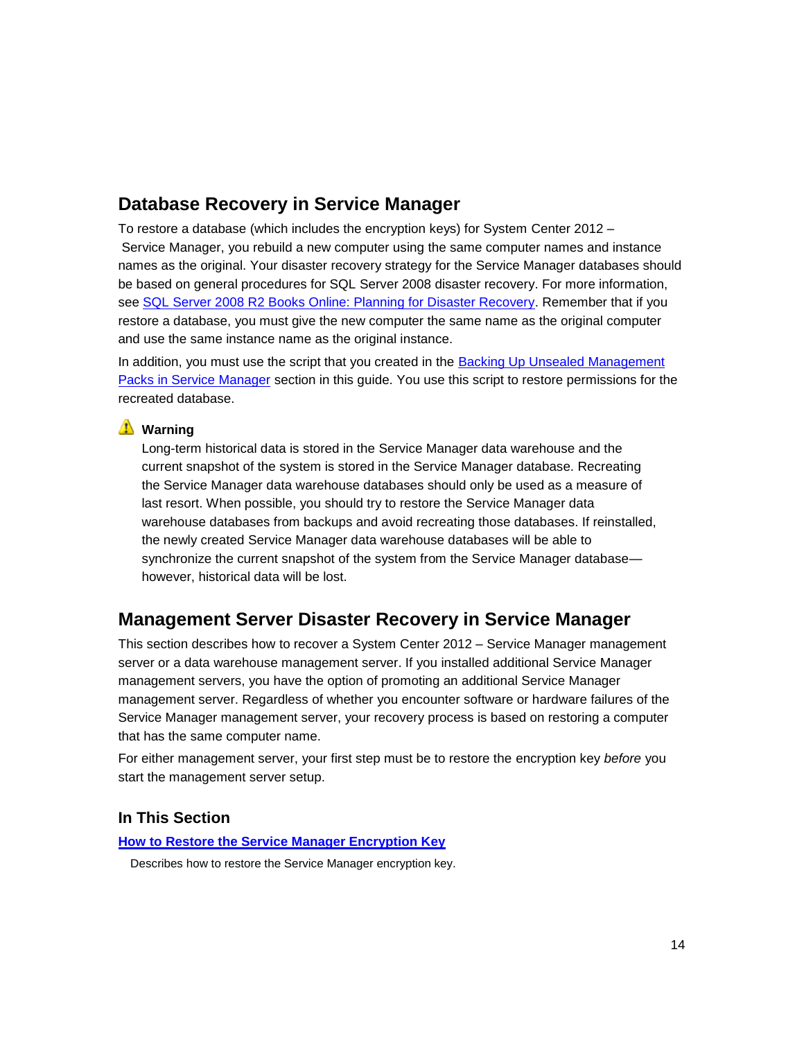## Database Recovery in Service Manager

To restore a database (which includes the encryption keys) for System Center 2012 – Service Manager, you rebuild a new computer using the same computer names and instance names as the original. Your disaster recovery strategy for the Service Manager databases should be based on general procedures for SQL Server 2008 disaster recovery. For more information, see [SQL Server 2008 R2 Books Online: Planning for Disaster Recovery](). Remember that if you restore a database, you must give the new computer the same name as the original computer and use the same instance name as the original instance.

In addition, you must use the script that you created in the [Backing Up Unsealed Management Packs in Service Manager]() section in this guide. You use this script to restore permissions for the recreated database.

> **Warning**
>
> Long-term historical data is stored in the Service Manager data warehouse and the current snapshot of the system is stored in the Service Manager database. Recreating the Service Manager data warehouse databases should only be used as a measure of last resort. When possible, you should try to restore the Service Manager data warehouse databases from backups and avoid recreating those databases. If reinstalled, the newly created Service Manager data warehouse databases will be able to synchronize the current snapshot of the system from the Service Manager database—however, historical data will be lost.

## Management Server Disaster Recovery in Service Manager

This section describes how to recover a System Center 2012 – Service Manager management server or a data warehouse management server. If you installed additional Service Manager management servers, you have the option of promoting an additional Service Manager management server. Regardless of whether you encounter software or hardware failures of the Service Manager management server, your recovery process is based on restoring a computer that has the same computer name.

For either management server, your first step must be to restore the encryption key *before* you start the management server setup.

### In This Section

**[How to Restore the Service Manager Encryption Key]()**

Describes how to restore the Service Manager encryption key.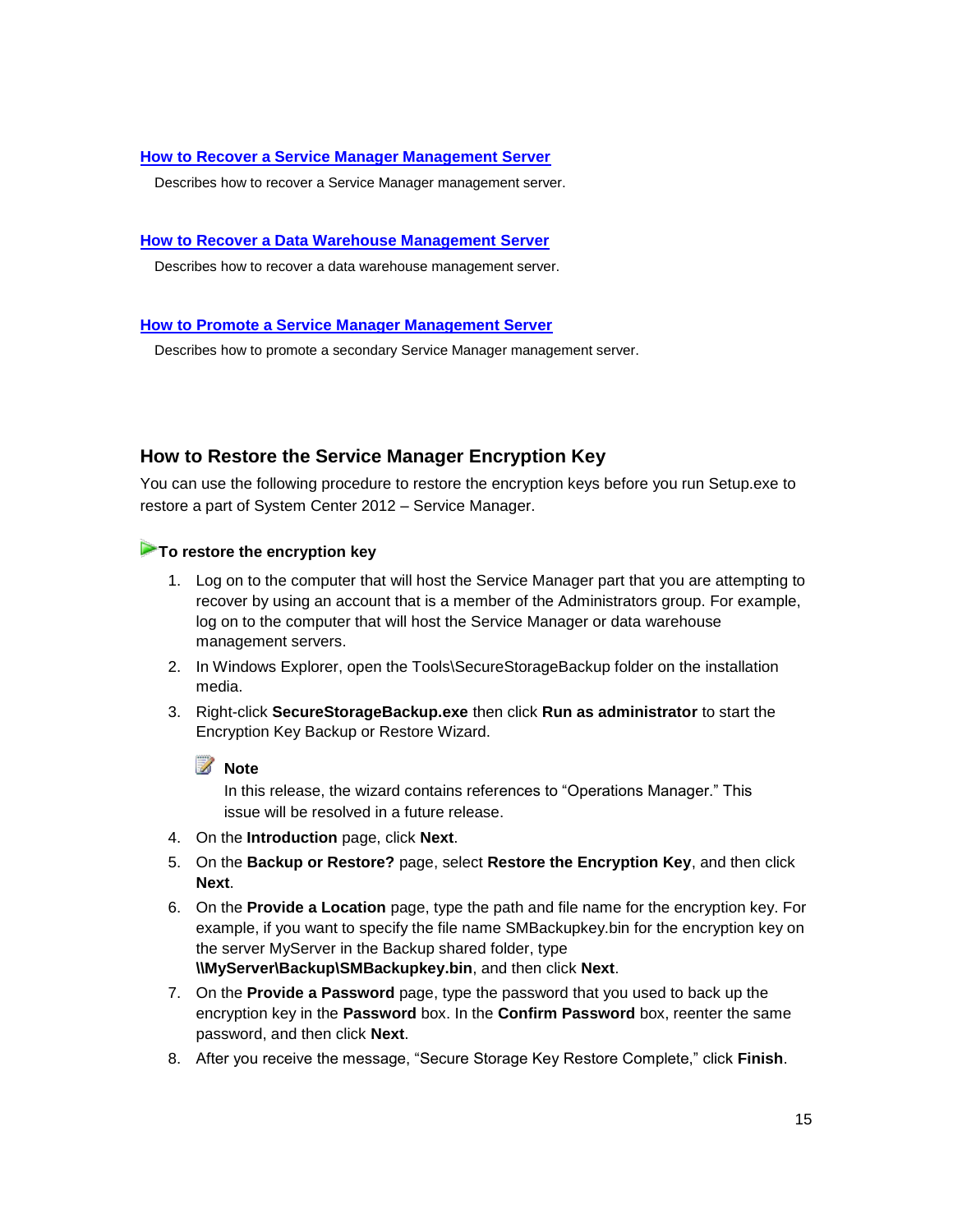[How to Recover a Service Manager Management Server]

Describes how to recover a Service Manager management server.

[How to Recover a Data Warehouse Management Server]

Describes how to recover a data warehouse management server.

[How to Promote a Service Manager Management Server]

Describes how to promote a secondary Service Manager management server.

## How to Restore the Service Manager Encryption Key

You can use the following procedure to restore the encryption keys before you run Setup.exe to restore a part of System Center 2012 – Service Manager.

#### To restore the encryption key

1. Log on to the computer that will host the Service Manager part that you are attempting to recover by using an account that is a member of the Administrators group. For example, log on to the computer that will host the Service Manager or data warehouse management servers.
2. In Windows Explorer, open the Tools\SecureStorageBackup folder on the installation media.
3. Right-click **SecureStorageBackup.exe** then click **Run as administrator** to start the Encryption Key Backup or Restore Wizard.

   > **Note**
   >
   > In this release, the wizard contains references to "Operations Manager." This issue will be resolved in a future release.

4. On the **Introduction** page, click **Next**.
5. On the **Backup or Restore?** page, select **Restore the Encryption Key**, and then click **Next**.
6. On the **Provide a Location** page, type the path and file name for the encryption key. For example, if you want to specify the file name SMBackupkey.bin for the encryption key on the server MyServer in the Backup shared folder, type **\\MyServer\Backup\SMBackupkey.bin**, and then click **Next**.
7. On the **Provide a Password** page, type the password that you used to back up the encryption key in the **Password** box. In the **Confirm Password** box, reenter the same password, and then click **Next**.
8. After you receive the message, "Secure Storage Key Restore Complete," click **Finish**.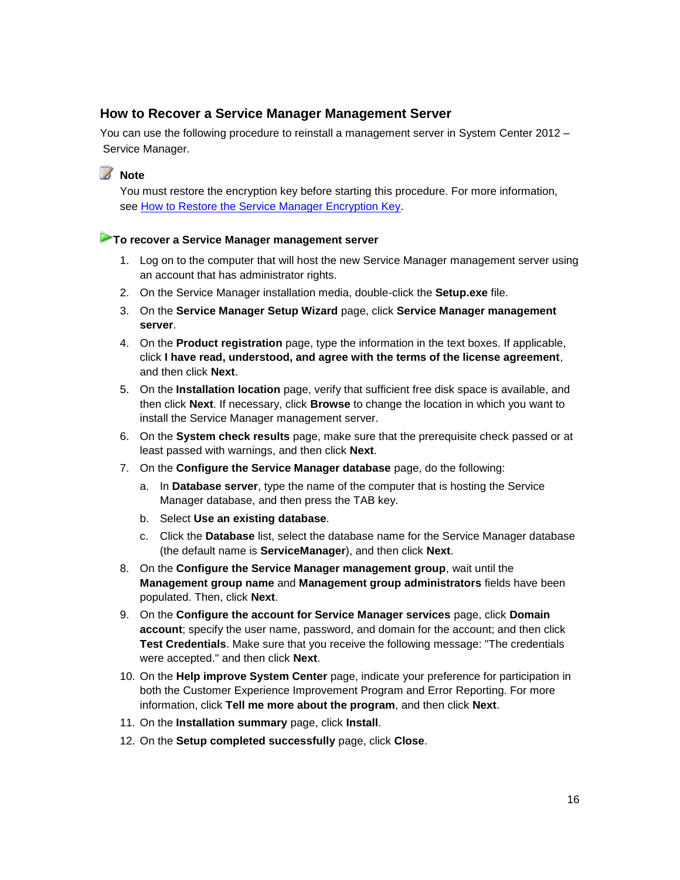## How to Recover a Service Manager Management Server

You can use the following procedure to reinstall a management server in System Center 2012 – Service Manager.

**Note**

You must restore the encryption key before starting this procedure. For more information, see [How to Restore the Service Manager Encryption Key](#).

**To recover a Service Manager management server**

1. Log on to the computer that will host the new Service Manager management server using an account that has administrator rights.
2. On the Service Manager installation media, double-click the **Setup.exe** file.
3. On the **Service Manager Setup Wizard** page, click **Service Manager management server**.
4. On the **Product registration** page, type the information in the text boxes. If applicable, click **I have read, understood, and agree with the terms of the license agreement**, and then click **Next**.
5. On the **Installation location** page, verify that sufficient free disk space is available, and then click **Next**. If necessary, click **Browse** to change the location in which you want to install the Service Manager management server.
6. On the **System check results** page, make sure that the prerequisite check passed or at least passed with warnings, and then click **Next**.
7. On the **Configure the Service Manager database** page, do the following:
   a. In **Database server**, type the name of the computer that is hosting the Service Manager database, and then press the TAB key.
   b. Select **Use an existing database**.
   c. Click the **Database** list, select the database name for the Service Manager database (the default name is **ServiceManager**), and then click **Next**.
8. On the **Configure the Service Manager management group**, wait until the **Management group name** and **Management group administrators** fields have been populated. Then, click **Next**.
9. On the **Configure the account for Service Manager services** page, click **Domain account**; specify the user name, password, and domain for the account; and then click **Test Credentials**. Make sure that you receive the following message: "The credentials were accepted." and then click **Next**.
10. On the **Help improve System Center** page, indicate your preference for participation in both the Customer Experience Improvement Program and Error Reporting. For more information, click **Tell me more about the program**, and then click **Next**.
11. On the **Installation summary** page, click **Install**.
12. On the **Setup completed successfully** page, click **Close**.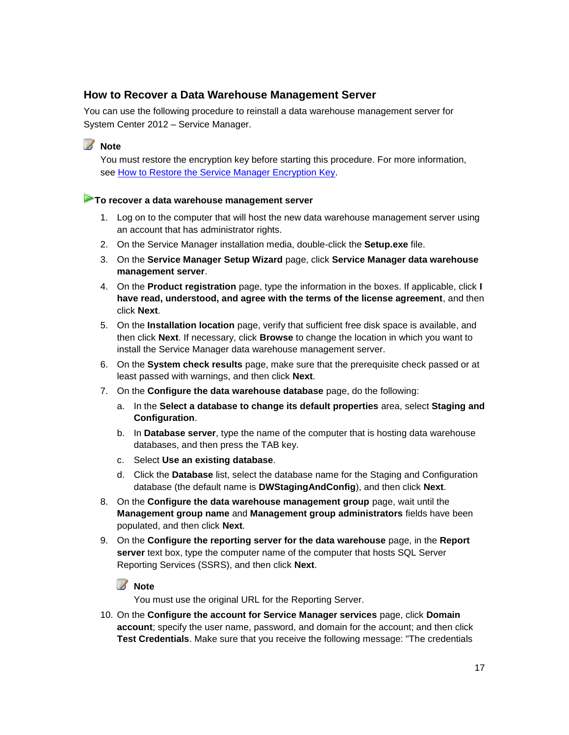## How to Recover a Data Warehouse Management Server

You can use the following procedure to reinstall a data warehouse management server for System Center 2012 – Service Manager.

> **Note**
>
> You must restore the encryption key before starting this procedure. For more information, see How to Restore the Service Manager Encryption Key.

**To recover a data warehouse management server**

1. Log on to the computer that will host the new data warehouse management server using an account that has administrator rights.
2. On the Service Manager installation media, double-click the **Setup.exe** file.
3. On the **Service Manager Setup Wizard** page, click **Service Manager data warehouse management server**.
4. On the **Product registration** page, type the information in the boxes. If applicable, click **I have read, understood, and agree with the terms of the license agreement**, and then click **Next**.
5. On the **Installation location** page, verify that sufficient free disk space is available, and then click **Next**. If necessary, click **Browse** to change the location in which you want to install the Service Manager data warehouse management server.
6. On the **System check results** page, make sure that the prerequisite check passed or at least passed with warnings, and then click **Next**.
7. On the **Configure the data warehouse database** page, do the following:
   a. In the **Select a database to change its default properties** area, select **Staging and Configuration**.
   b. In **Database server**, type the name of the computer that is hosting data warehouse databases, and then press the TAB key.
   c. Select **Use an existing database**.
   d. Click the **Database** list, select the database name for the Staging and Configuration database (the default name is **DWStagingAndConfig**), and then click **Next**.
8. On the **Configure the data warehouse management group** page, wait until the **Management group name** and **Management group administrators** fields have been populated, and then click **Next**.
9. On the **Configure the reporting server for the data warehouse** page, in the **Report server** text box, type the computer name of the computer that hosts SQL Server Reporting Services (SSRS), and then click **Next**.

   > **Note**
   >
   > You must use the original URL for the Reporting Server.

10. On the **Configure the account for Service Manager services** page, click **Domain account**; specify the user name, password, and domain for the account; and then click **Test Credentials**. Make sure that you receive the following message: "The credentials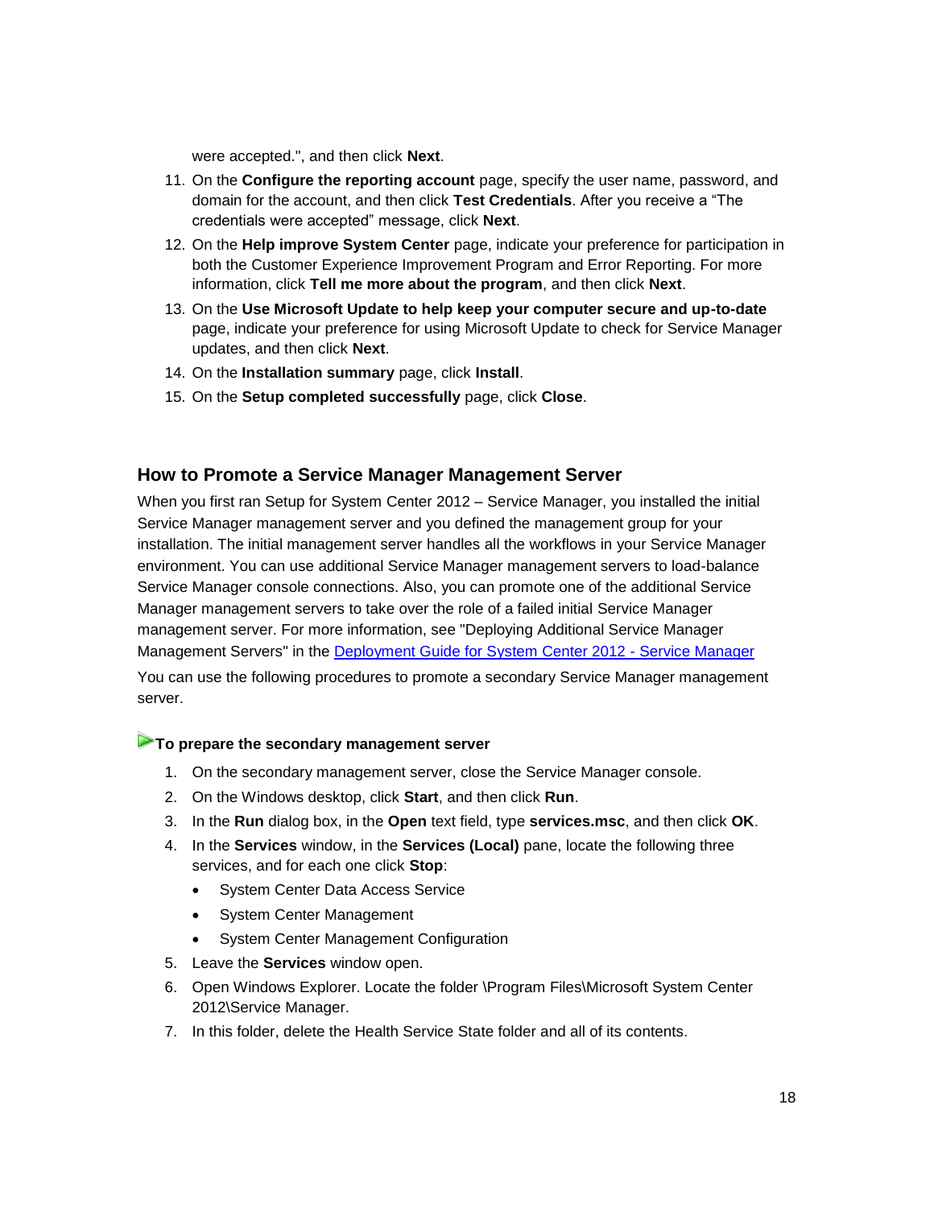were accepted.", and then click **Next**.

11. On the **Configure the reporting account** page, specify the user name, password, and domain for the account, and then click **Test Credentials**. After you receive a “The credentials were accepted” message, click **Next**.
12. On the **Help improve System Center** page, indicate your preference for participation in both the Customer Experience Improvement Program and Error Reporting. For more information, click **Tell me more about the program**, and then click **Next**.
13. On the **Use Microsoft Update to help keep your computer secure and up-to-date** page, indicate your preference for using Microsoft Update to check for Service Manager updates, and then click **Next**.
14. On the **Installation summary** page, click **Install**.
15. On the **Setup completed successfully** page, click **Close**.

## How to Promote a Service Manager Management Server

When you first ran Setup for System Center 2012 – Service Manager, you installed the initial Service Manager management server and you defined the management group for your installation. The initial management server handles all the workflows in your Service Manager environment. You can use additional Service Manager management servers to load-balance Service Manager console connections. Also, you can promote one of the additional Service Manager management servers to take over the role of a failed initial Service Manager management server. For more information, see "Deploying Additional Service Manager Management Servers" in the Deployment Guide for System Center 2012 - Service Manager

You can use the following procedures to promote a secondary Service Manager management server.

**To prepare the secondary management server**

1. On the secondary management server, close the Service Manager console.
2. On the Windows desktop, click **Start**, and then click **Run**.
3. In the **Run** dialog box, in the **Open** text field, type **services.msc**, and then click **OK**.
4. In the **Services** window, in the **Services (Local)** pane, locate the following three services, and for each one click **Stop**:
   - System Center Data Access Service
   - System Center Management
   - System Center Management Configuration
5. Leave the **Services** window open.
6. Open Windows Explorer. Locate the folder \Program Files\Microsoft System Center 2012\Service Manager.
7. In this folder, delete the Health Service State folder and all of its contents.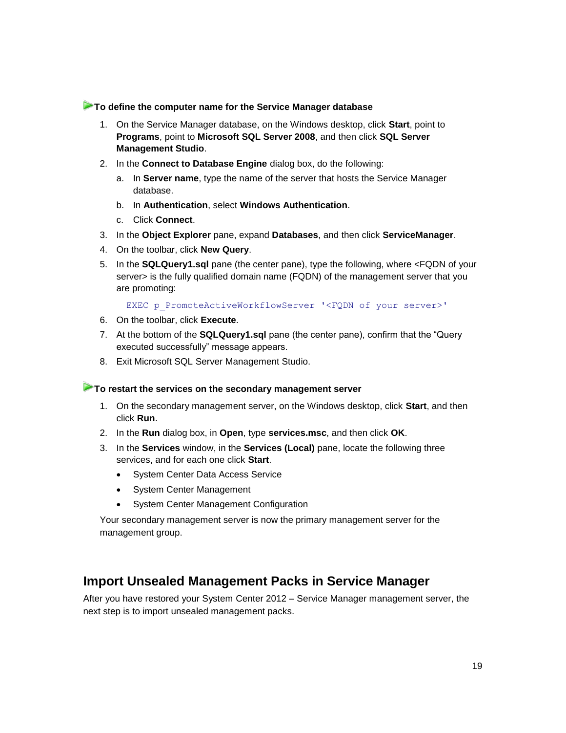**To define the computer name for the Service Manager database**

1. On the Service Manager database, on the Windows desktop, click **Start**, point to **Programs**, point to **Microsoft SQL Server 2008**, and then click **SQL Server Management Studio**.
2. In the **Connect to Database Engine** dialog box, do the following:
   a. In **Server name**, type the name of the server that hosts the Service Manager database.
   b. In **Authentication**, select **Windows Authentication**.
   c. Click **Connect**.
3. In the **Object Explorer** pane, expand **Databases**, and then click **ServiceManager**.
4. On the toolbar, click **New Query**.
5. In the **SQLQuery1.sql** pane (the center pane), type the following, where <FQDN of your server> is the fully qualified domain name (FQDN) of the management server that you are promoting:

   ```
   EXEC p_PromoteActiveWorkflowServer '<FQDN of your server>'
   ```

6. On the toolbar, click **Execute**.
7. At the bottom of the **SQLQuery1.sql** pane (the center pane), confirm that the "Query executed successfully" message appears.
8. Exit Microsoft SQL Server Management Studio.

**To restart the services on the secondary management server**

1. On the secondary management server, on the Windows desktop, click **Start**, and then click **Run**.
2. In the **Run** dialog box, in **Open**, type **services.msc**, and then click **OK**.
3. In the **Services** window, in the **Services (Local)** pane, locate the following three services, and for each one click **Start**.
   - System Center Data Access Service
   - System Center Management
   - System Center Management Configuration

Your secondary management server is now the primary management server for the management group.

## Import Unsealed Management Packs in Service Manager

After you have restored your System Center 2012 – Service Manager management server, the next step is to import unsealed management packs.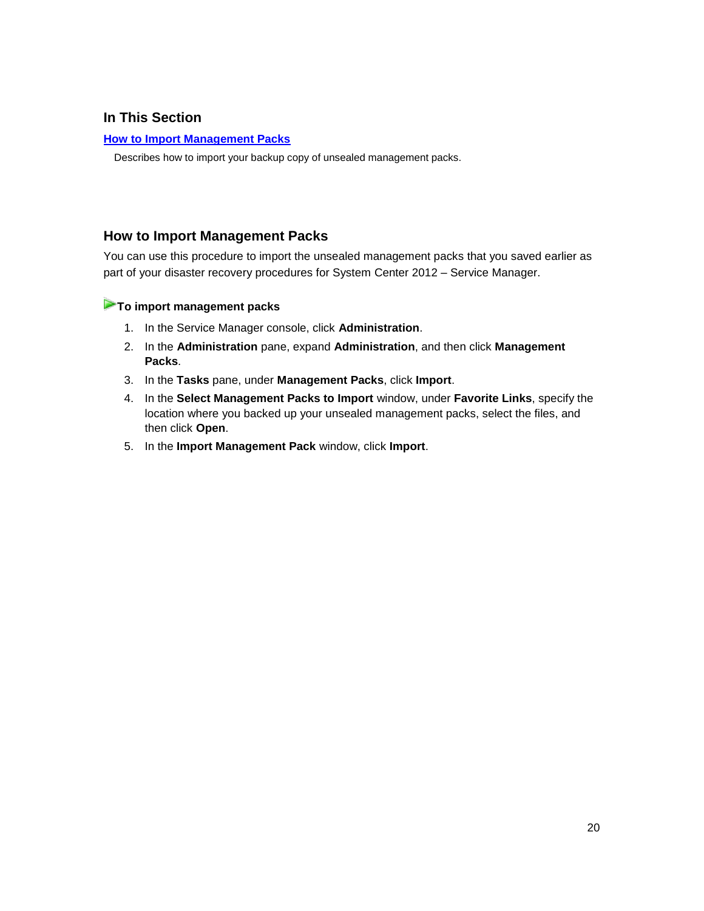## In This Section

**How to Import Management Packs**

Describes how to import your backup copy of unsealed management packs.

## How to Import Management Packs

You can use this procedure to import the unsealed management packs that you saved earlier as part of your disaster recovery procedures for System Center 2012 – Service Manager.

**To import management packs**

1. In the Service Manager console, click **Administration**.
2. In the **Administration** pane, expand **Administration**, and then click **Management Packs**.
3. In the **Tasks** pane, under **Management Packs**, click **Import**.
4. In the **Select Management Packs to Import** window, under **Favorite Links**, specify the location where you backed up your unsealed management packs, select the files, and then click **Open**.
5. In the **Import Management Pack** window, click **Import**.